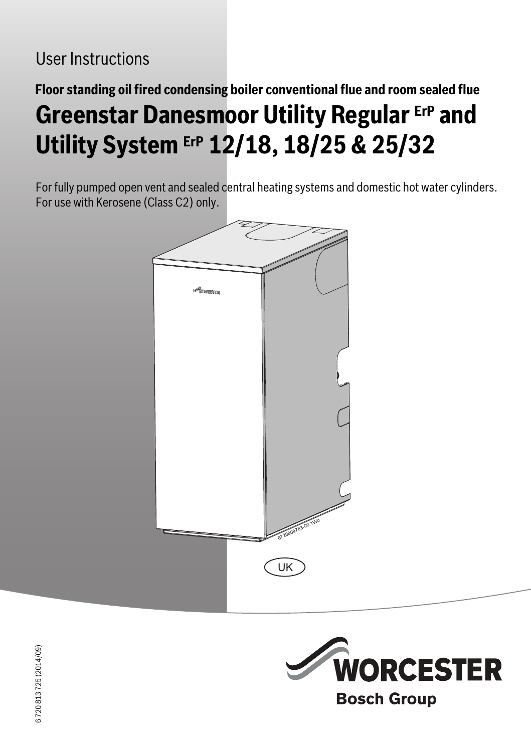User Instructions

**Floor standing oil fired condensing boiler conventional flue and room sealed flue**

# Greenstar Danesmoor Utility Regular ErP and Utility System ErP 12/18, 18/25 & 25/32

For fully pumped open vent and sealed central heating systems and domestic hot water cylinders. For use with Kerosene (Class C2) only.

6720809783-00.1Wo

UK

6 720 813 725 (2014/09)

WORCESTER

Bosch Group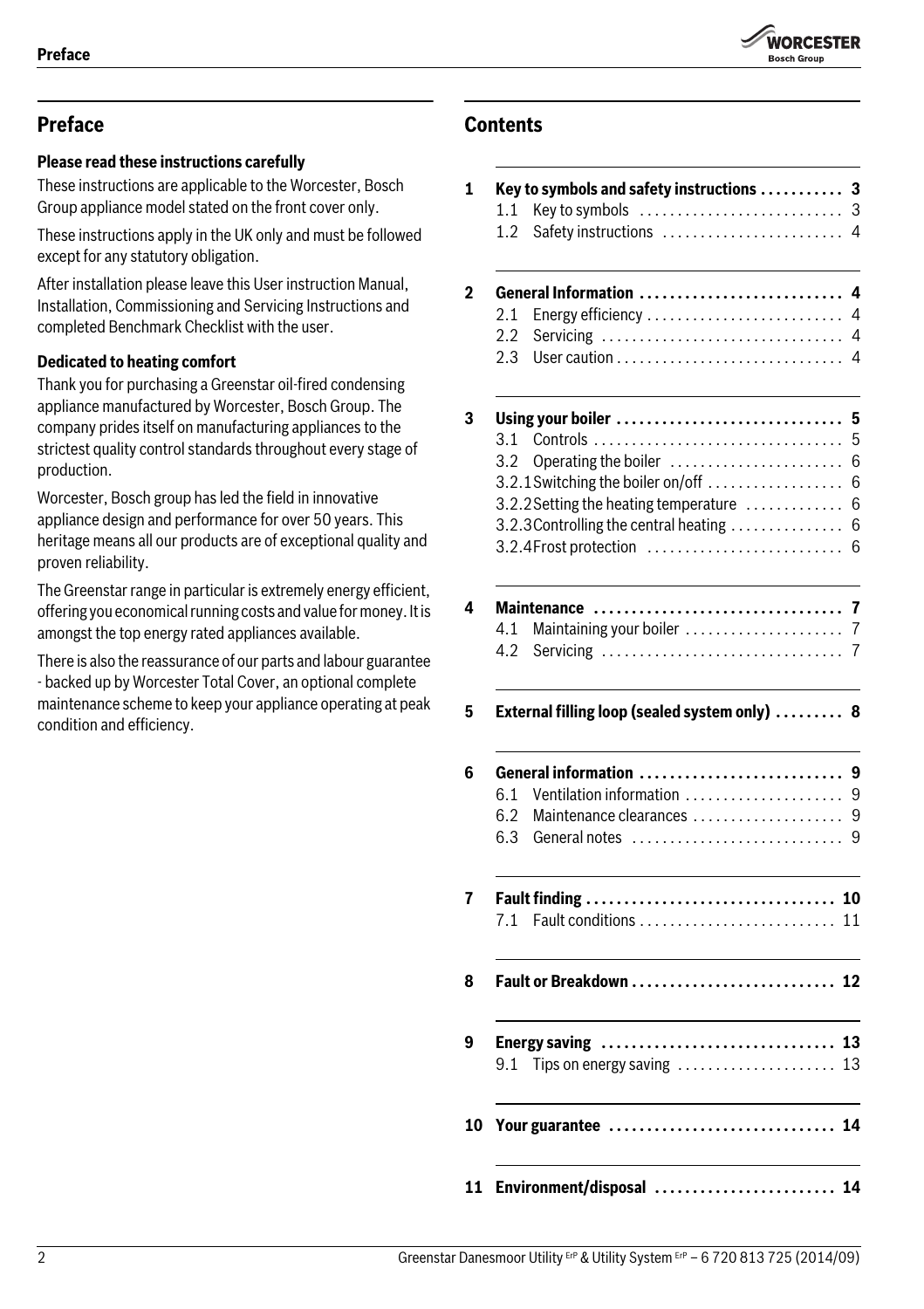## Preface

**Please read these instructions carefully**

These instructions are applicable to the Worcester, Bosch Group appliance model stated on the front cover only.

These instructions apply in the UK only and must be followed except for any statutory obligation.

After installation please leave this User instruction Manual, Installation, Commissioning and Servicing Instructions and completed Benchmark Checklist with the user.

**Dedicated to heating comfort**

Thank you for purchasing a Greenstar oil-fired condensing appliance manufactured by Worcester, Bosch Group. The company prides itself on manufacturing appliances to the strictest quality control standards throughout every stage of production.

Worcester, Bosch group has led the field in innovative appliance design and performance for over 50 years. This heritage means all our products are of exceptional quality and proven reliability.

The Greenstar range in particular is extremely energy efficient, offering you economical running costs and value for money. It is amongst the top energy rated appliances available.

There is also the reassurance of our parts and labour guarantee - backed up by Worcester Total Cover, an optional complete maintenance scheme to keep your appliance operating at peak condition and efficiency.

## Contents

**1 Key to symbols and safety instructions . . . 3**
- 1.1 Key to symbols . . . 3
- 1.2 Safety instructions . . . 4

**2 General Information . . . 4**
- 2.1 Energy efficiency . . . 4
- 2.2 Servicing . . . 4
- 2.3 User caution . . . 4

**3 Using your boiler . . . 5**
- 3.1 Controls . . . 5
- 3.2 Operating the boiler . . . 6
- 3.2.1 Switching the boiler on/off . . . 6
- 3.2.2 Setting the heating temperature . . . 6
- 3.2.3 Controlling the central heating . . . 6
- 3.2.4 Frost protection . . . 6

**4 Maintenance . . . 7**
- 4.1 Maintaining your boiler . . . 7
- 4.2 Servicing . . . 7

**5 External filling loop (sealed system only) . . . 8**

**6 General information . . . 9**
- 6.1 Ventilation information . . . 9
- 6.2 Maintenance clearances . . . 9
- 6.3 General notes . . . 9

**7 Fault finding . . . 10**
- 7.1 Fault conditions . . . 11

**8 Fault or Breakdown . . . 12**

**9 Energy saving . . . 13**
- 9.1 Tips on energy saving . . . 13

**10 Your guarantee . . . 14**

**11 Environment/disposal . . . 14**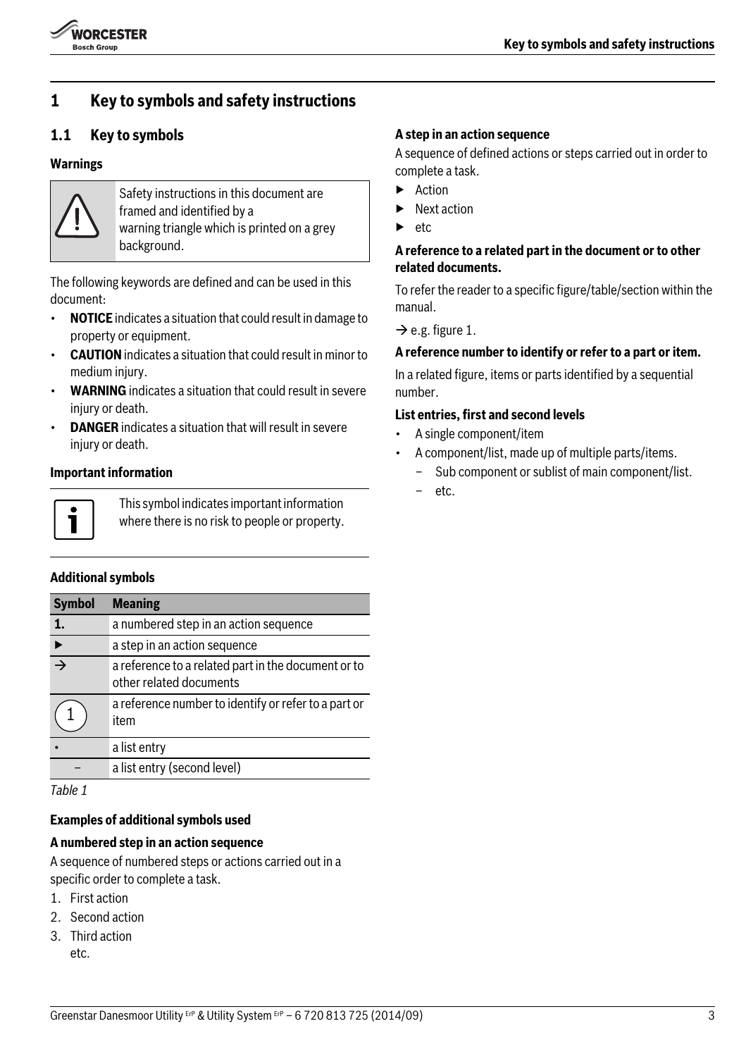# 1 Key to symbols and safety instructions

## 1.1 Key to symbols

### Warnings

Safety instructions in this document are framed and identified by a warning triangle which is printed on a grey background.

The following keywords are defined and can be used in this document:

- **NOTICE** indicates a situation that could result in damage to property or equipment.
- **CAUTION** indicates a situation that could result in minor to medium injury.
- **WARNING** indicates a situation that could result in severe injury or death.
- **DANGER** indicates a situation that will result in severe injury or death.

### Important information

This symbol indicates important information where there is no risk to people or property.

### Additional symbols

| Symbol | Meaning |
|---|---|
| 1. | a numbered step in an action sequence |
| ▶ | a step in an action sequence |
| → | a reference to a related part in the document or to other related documents |
| (1) | a reference number to identify or refer to a part or item |
| • | a list entry |
| – | a list entry (second level) |

*Table 1*

### Examples of additional symbols used

**A numbered step in an action sequence**

A sequence of numbered steps or actions carried out in a specific order to complete a task.

1. First action
2. Second action
3. Third action
   etc.

**A step in an action sequence**

A sequence of defined actions or steps carried out in order to complete a task.

- ▶ Action
- ▶ Next action
- ▶ etc

**A reference to a related part in the document or to other related documents.**

To refer the reader to a specific figure/table/section within the manual.

→ e.g. figure 1.

**A reference number to identify or refer to a part or item.**

In a related figure, items or parts identified by a sequential number.

**List entries, first and second levels**

- A single component/item
- A component/list, made up of multiple parts/items.
  - Sub component or sublist of main component/list.
  - etc.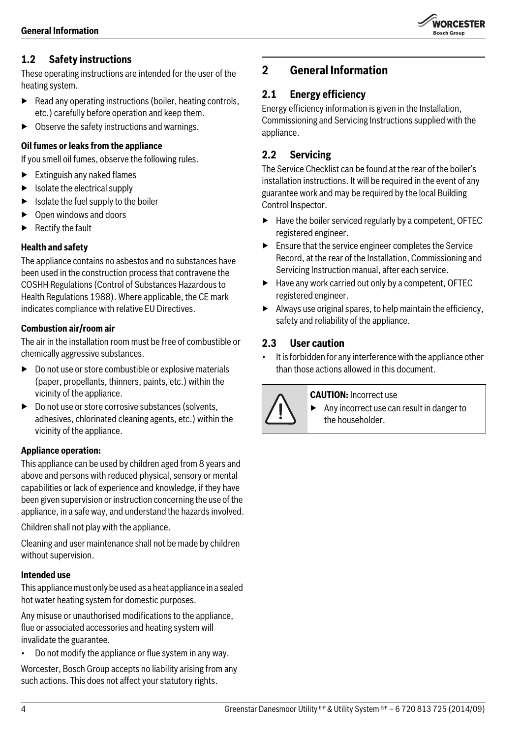## 1.2 Safety instructions

These operating instructions are intended for the user of the heating system.

- Read any operating instructions (boiler, heating controls, etc.) carefully before operation and keep them.
- Observe the safety instructions and warnings.

**Oil fumes or leaks from the appliance**

If you smell oil fumes, observe the following rules.

- Extinguish any naked flames
- Isolate the electrical supply
- Isolate the fuel supply to the boiler
- Open windows and doors
- Rectify the fault

**Health and safety**

The appliance contains no asbestos and no substances have been used in the construction process that contravene the COSHH Regulations (Control of Substances Hazardous to Health Regulations 1988). Where applicable, the CE mark indicates compliance with relative EU Directives.

**Combustion air/room air**

The air in the installation room must be free of combustible or chemically aggressive substances.

- Do not use or store combustible or explosive materials (paper, propellants, thinners, paints, etc.) within the vicinity of the appliance.
- Do not use or store corrosive substances (solvents, adhesives, chlorinated cleaning agents, etc.) within the vicinity of the appliance.

**Appliance operation:**

This appliance can be used by children aged from 8 years and above and persons with reduced physical, sensory or mental capabilities or lack of experience and knowledge, if they have been given supervision or instruction concerning the use of the appliance, in a safe way, and understand the hazards involved.

Children shall not play with the appliance.

Cleaning and user maintenance shall not be made by children without supervision.

**Intended use**

This appliance must only be used as a heat appliance in a sealed hot water heating system for domestic purposes.

Any misuse or unauthorised modifications to the appliance, flue or associated accessories and heating system will invalidate the guarantee.

- Do not modify the appliance or flue system in any way.

Worcester, Bosch Group accepts no liability arising from any such actions. This does not affect your statutory rights.

# 2 General Information

## 2.1 Energy efficiency

Energy efficiency information is given in the Installation, Commissioning and Servicing Instructions supplied with the appliance.

## 2.2 Servicing

The Service Checklist can be found at the rear of the boiler's installation instructions. It will be required in the event of any guarantee work and may be required by the local Building Control Inspector.

- Have the boiler serviced regularly by a competent, OFTEC registered engineer.
- Ensure that the service engineer completes the Service Record, at the rear of the Installation, Commissioning and Servicing Instruction manual, after each service.
- Have any work carried out only by a competent, OFTEC registered engineer.
- Always use original spares, to help maintain the efficiency, safety and reliability of the appliance.

## 2.3 User caution

- It is forbidden for any interference with the appliance other than those actions allowed in this document.

**CAUTION:** Incorrect use

- Any incorrect use can result in danger to the householder.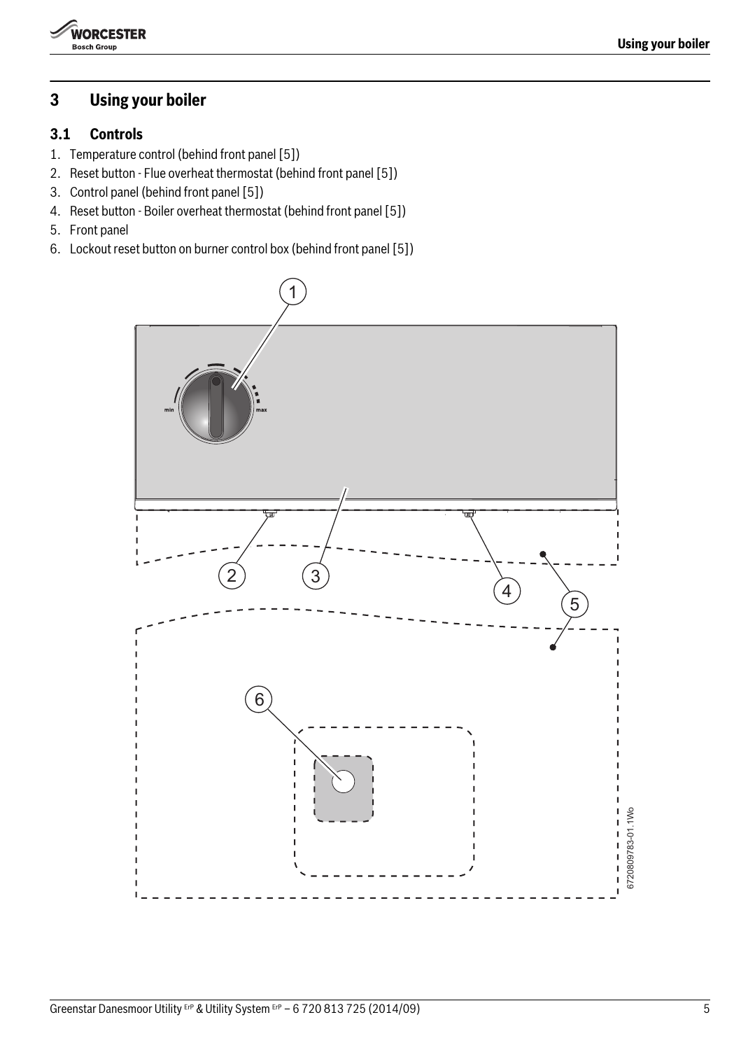# 3 Using your boiler

## 3.1 Controls

1. Temperature control (behind front panel [5])
2. Reset button - Flue overheat thermostat (behind front panel [5])
3. Control panel (behind front panel [5])
4. Reset button - Boiler overheat thermostat (behind front panel [5])
5. Front panel
6. Lockout reset button on burner control box (behind front panel [5])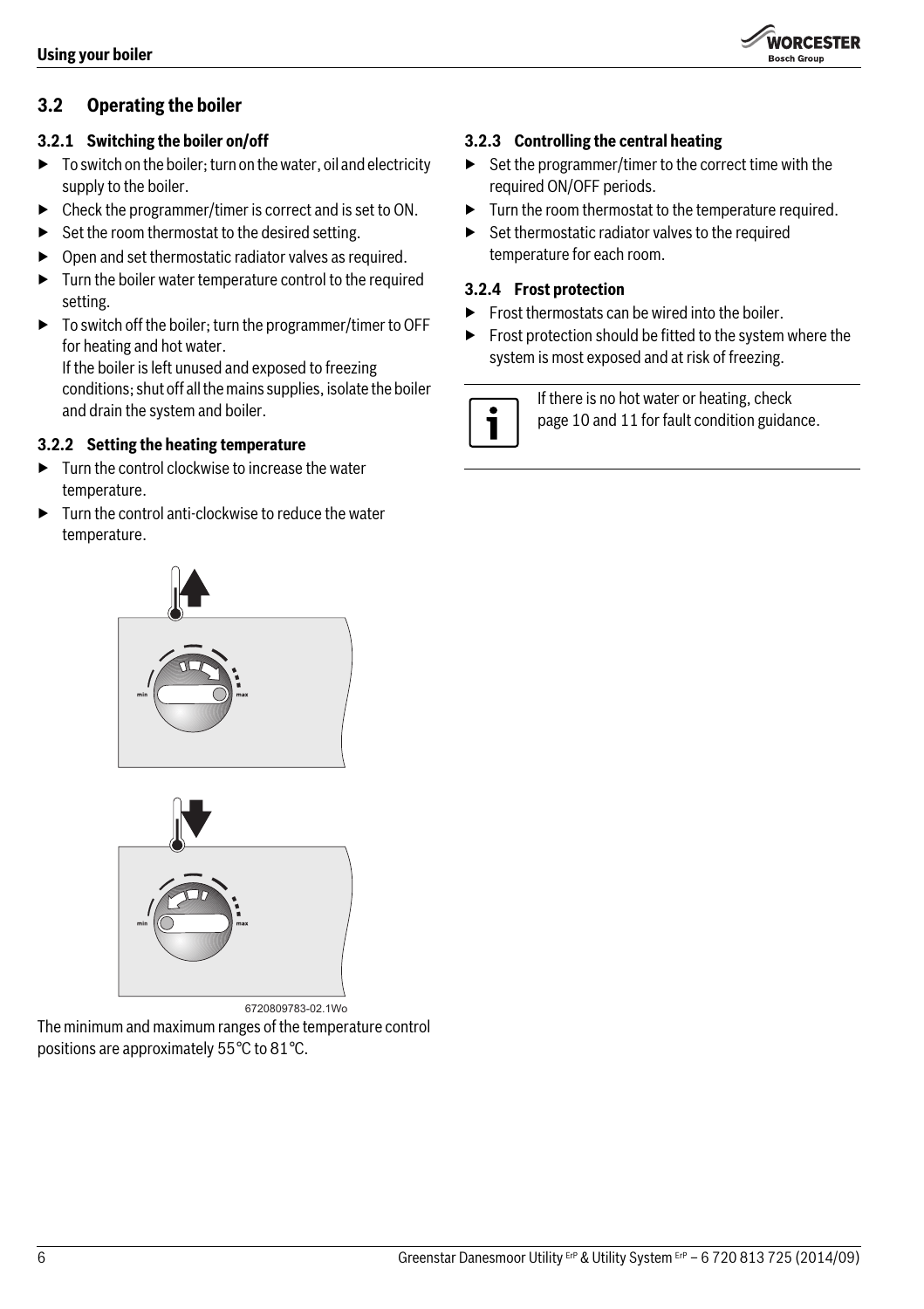## 3.2 Operating the boiler

### 3.2.1 Switching the boiler on/off

- To switch on the boiler; turn on the water, oil and electricity supply to the boiler.
- Check the programmer/timer is correct and is set to ON.
- Set the room thermostat to the desired setting.
- Open and set thermostatic radiator valves as required.
- Turn the boiler water temperature control to the required setting.
- To switch off the boiler; turn the programmer/timer to OFF for heating and hot water.
  If the boiler is left unused and exposed to freezing conditions; shut off all the mains supplies, isolate the boiler and drain the system and boiler.

### 3.2.2 Setting the heating temperature

- Turn the control clockwise to increase the water temperature.
- Turn the control anti-clockwise to reduce the water temperature.

6720809783-02.1Wo

The minimum and maximum ranges of the temperature control positions are approximately 55 °C to 81 °C.

### 3.2.3 Controlling the central heating

- Set the programmer/timer to the correct time with the required ON/OFF periods.
- Turn the room thermostat to the temperature required.
- Set thermostatic radiator valves to the required temperature for each room.

### 3.2.4 Frost protection

- Frost thermostats can be wired into the boiler.
- Frost protection should be fitted to the system where the system is most exposed and at risk of freezing.

If there is no hot water or heating, check page 10 and 11 for fault condition guidance.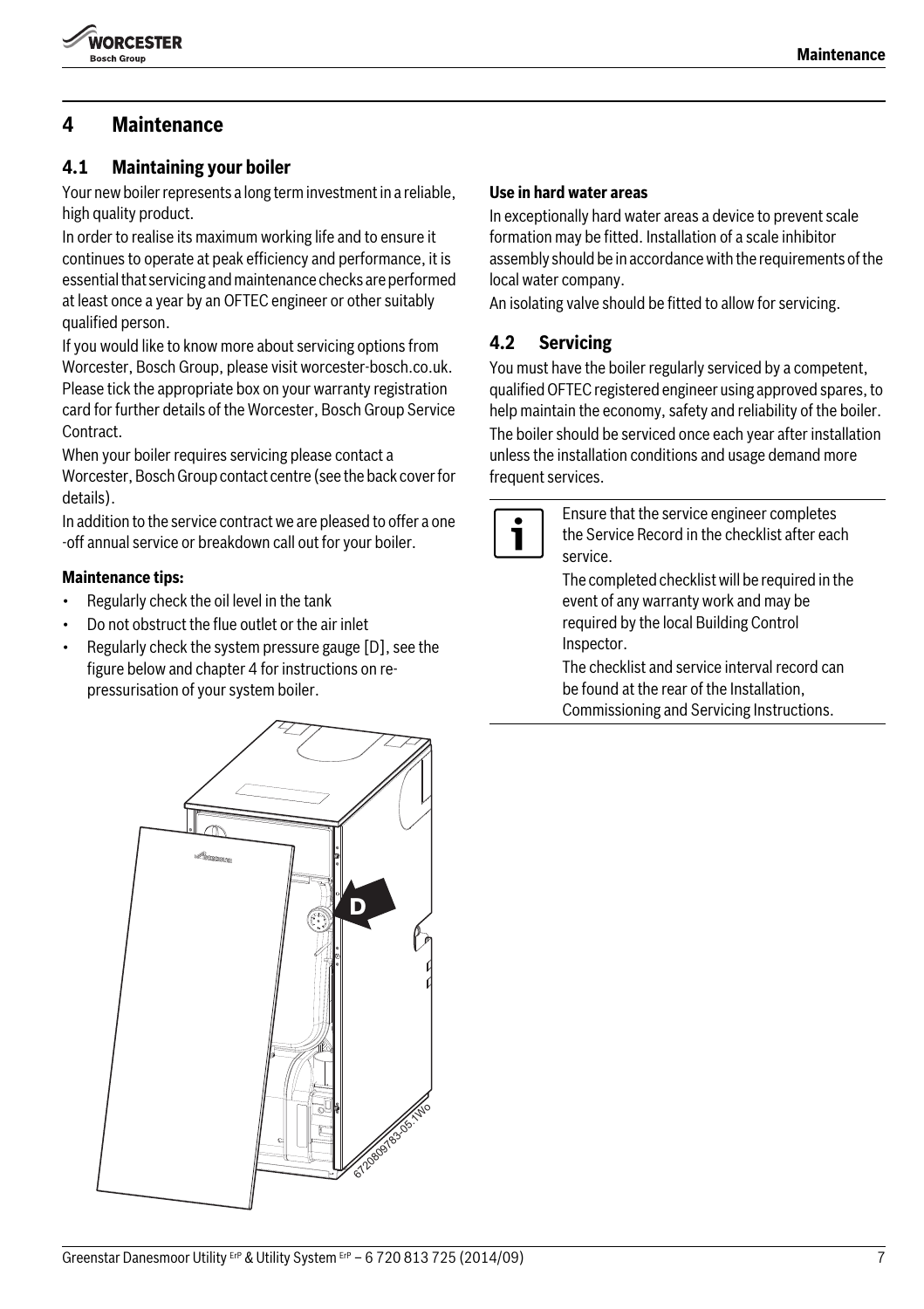# 4 Maintenance

## 4.1 Maintaining your boiler

Your new boiler represents a long term investment in a reliable, high quality product.

In order to realise its maximum working life and to ensure it continues to operate at peak efficiency and performance, it is essential that servicing and maintenance checks are performed at least once a year by an OFTEC engineer or other suitably qualified person.

If you would like to know more about servicing options from Worcester, Bosch Group, please visit worcester-bosch.co.uk. Please tick the appropriate box on your warranty registration card for further details of the Worcester, Bosch Group Service Contract.

When your boiler requires servicing please contact a Worcester, Bosch Group contact centre (see the back cover for details).

In addition to the service contract we are pleased to offer a one -off annual service or breakdown call out for your boiler.

**Maintenance tips:**

- Regularly check the oil level in the tank
- Do not obstruct the flue outlet or the air inlet
- Regularly check the system pressure gauge [D], see the figure below and chapter 4 for instructions on re-pressurisation of your system boiler.

6720809783-05.1Wo

**Use in hard water areas**

In exceptionally hard water areas a device to prevent scale formation may be fitted. Installation of a scale inhibitor assembly should be in accordance with the requirements of the local water company.

An isolating valve should be fitted to allow for servicing.

## 4.2 Servicing

You must have the boiler regularly serviced by a competent, qualified OFTEC registered engineer using approved spares, to help maintain the economy, safety and reliability of the boiler.

The boiler should be serviced once each year after installation unless the installation conditions and usage demand more frequent services.

> Ensure that the service engineer completes the Service Record in the checklist after each service.
>
> The completed checklist will be required in the event of any warranty work and may be required by the local Building Control Inspector.
>
> The checklist and service interval record can be found at the rear of the Installation, Commissioning and Servicing Instructions.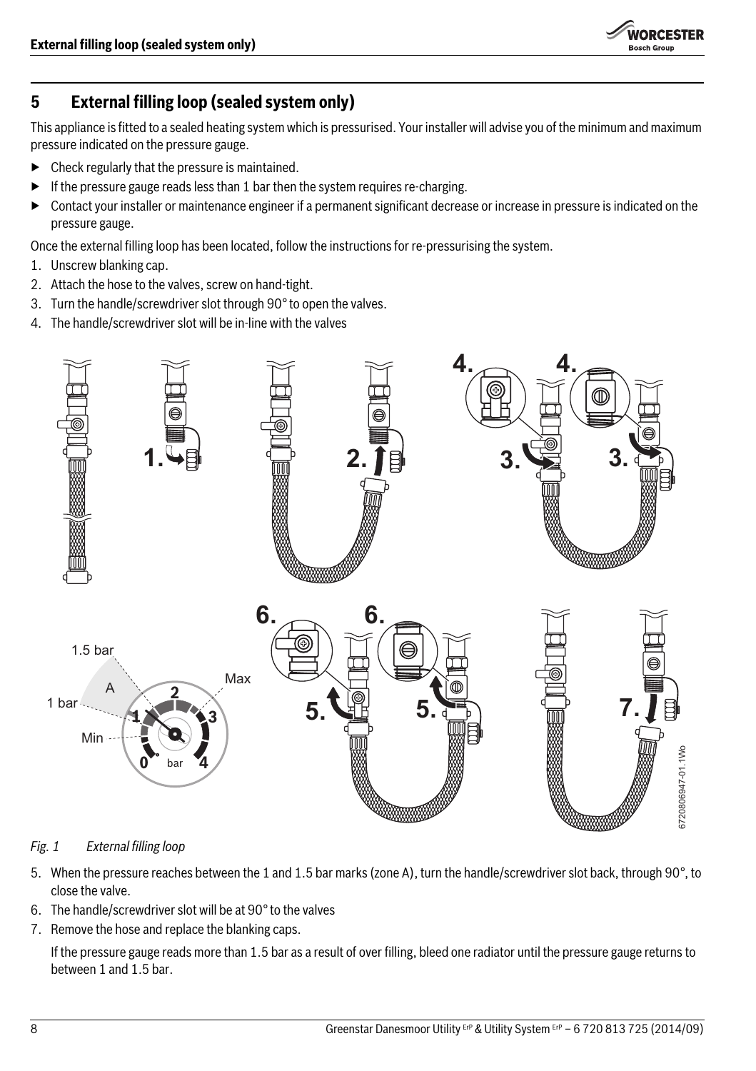## 5 External filling loop (sealed system only)

This appliance is fitted to a sealed heating system which is pressurised. Your installer will advise you of the minimum and maximum pressure indicated on the pressure gauge.

- Check regularly that the pressure is maintained.
- If the pressure gauge reads less than 1 bar then the system requires re-charging.
- Contact your installer or maintenance engineer if a permanent significant decrease or increase in pressure is indicated on the pressure gauge.

Once the external filling loop has been located, follow the instructions for re-pressurising the system.

1. Unscrew blanking cap.
2. Attach the hose to the valves, screw on hand-tight.
3. Turn the handle/screwdriver slot through 90° to open the valves.
4. The handle/screwdriver slot will be in-line with the valves

*Fig. 1 External filling loop*

5. When the pressure reaches between the 1 and 1.5 bar marks (zone A), turn the handle/screwdriver slot back, through 90°, to close the valve.
6. The handle/screwdriver slot will be at 90° to the valves
7. Remove the hose and replace the blanking caps.

   If the pressure gauge reads more than 1.5 bar as a result of over filling, bleed one radiator until the pressure gauge returns to between 1 and 1.5 bar.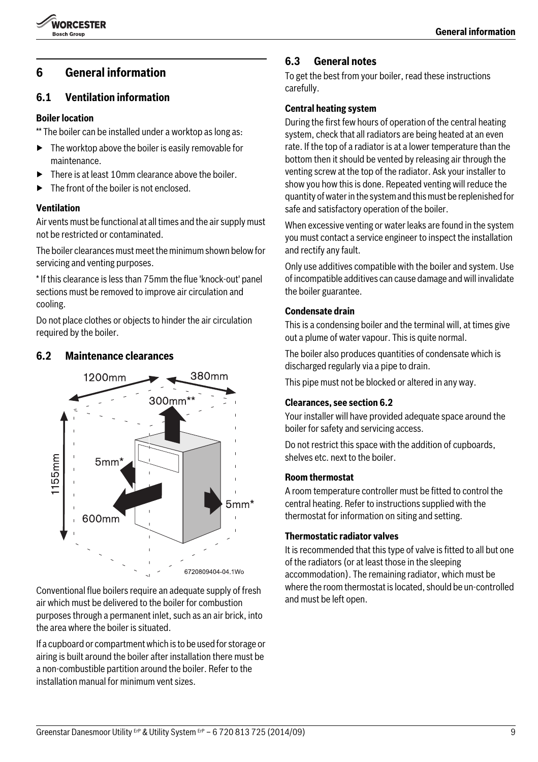# 6 General information

## 6.1 Ventilation information

**Boiler location**

** The boiler can be installed under a worktop as long as:

- The worktop above the boiler is easily removable for maintenance.
- There is at least 10mm clearance above the boiler.
- The front of the boiler is not enclosed.

**Ventilation**

Air vents must be functional at all times and the air supply must not be restricted or contaminated.

The boiler clearances must meet the minimum shown below for servicing and venting purposes.

* If this clearance is less than 75mm the flue 'knock-out' panel sections must be removed to improve air circulation and cooling.

Do not place clothes or objects to hinder the air circulation required by the boiler.

## 6.2 Maintenance clearances

Conventional flue boilers require an adequate supply of fresh air which must be delivered to the boiler for combustion purposes through a permanent inlet, such as an air brick, into the area where the boiler is situated.

If a cupboard or compartment which is to be used for storage or airing is built around the boiler after installation there must be a non-combustible partition around the boiler. Refer to the installation manual for minimum vent sizes.

## 6.3 General notes

To get the best from your boiler, read these instructions carefully.

**Central heating system**

During the first few hours of operation of the central heating system, check that all radiators are being heated at an even rate. If the top of a radiator is at a lower temperature than the bottom then it should be vented by releasing air through the venting screw at the top of the radiator. Ask your installer to show you how this is done. Repeated venting will reduce the quantity of water in the system and this must be replenished for safe and satisfactory operation of the boiler.

When excessive venting or water leaks are found in the system you must contact a service engineer to inspect the installation and rectify any fault.

Only use additives compatible with the boiler and system. Use of incompatible additives can cause damage and will invalidate the boiler guarantee.

**Condensate drain**

This is a condensing boiler and the terminal will, at times give out a plume of water vapour. This is quite normal.

The boiler also produces quantities of condensate which is discharged regularly via a pipe to drain.

This pipe must not be blocked or altered in any way.

**Clearances, see section 6.2**

Your installer will have provided adequate space around the boiler for safety and servicing access.

Do not restrict this space with the addition of cupboards, shelves etc. next to the boiler.

**Room thermostat**

A room temperature controller must be fitted to control the central heating. Refer to instructions supplied with the thermostat for information on siting and setting.

**Thermostatic radiator valves**

It is recommended that this type of valve is fitted to all but one of the radiators (or at least those in the sleeping accommodation). The remaining radiator, which must be where the room thermostat is located, should be un-controlled and must be left open.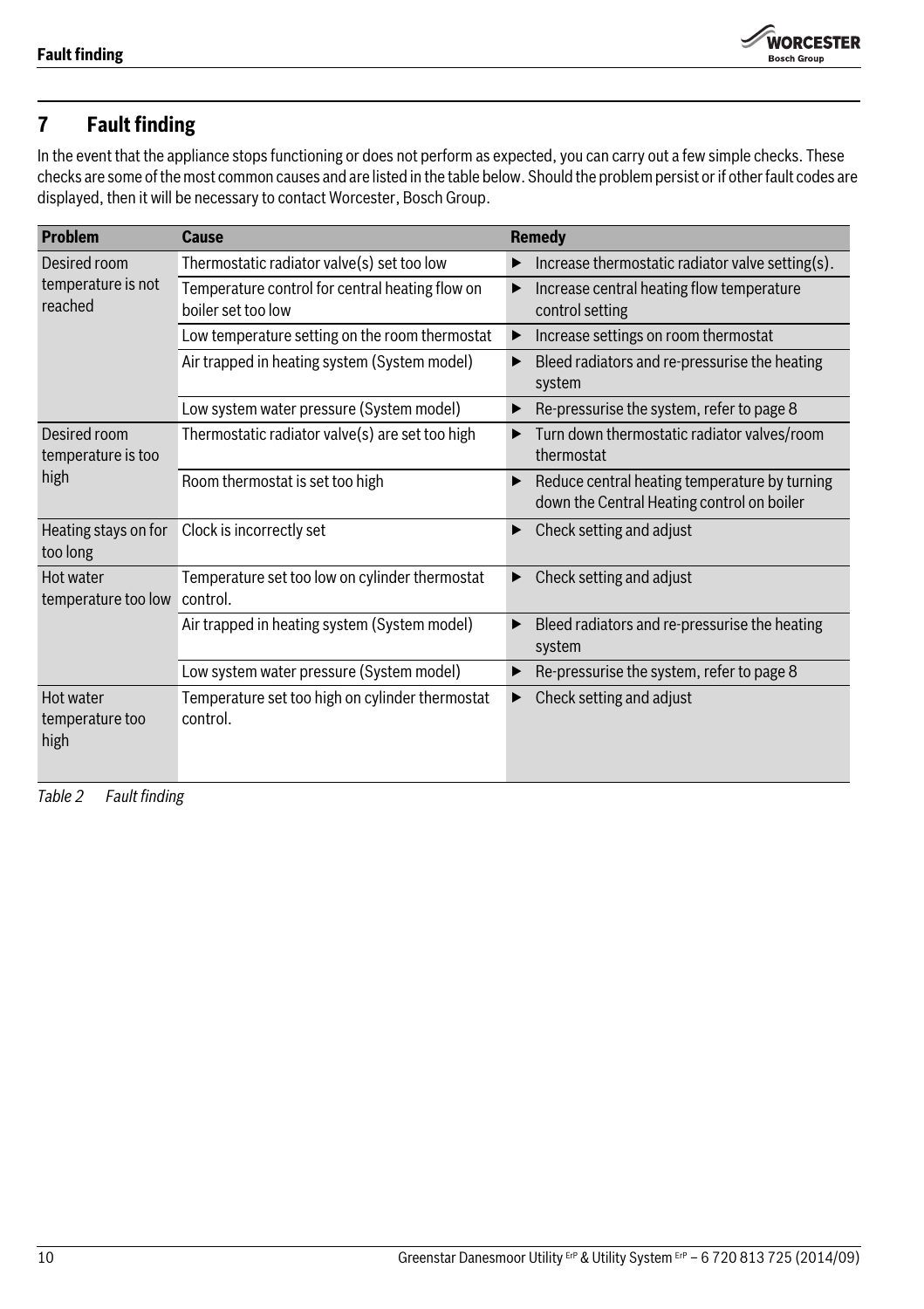# 7 Fault finding

In the event that the appliance stops functioning or does not perform as expected, you can carry out a few simple checks. These checks are some of the most common causes and are listed in the table below. Should the problem persist or if other fault codes are displayed, then it will be necessary to contact Worcester, Bosch Group.

| Problem | Cause | Remedy |
|---|---|---|
| Desired room temperature is not reached | Thermostatic radiator valve(s) set too low | ▶ Increase thermostatic radiator valve setting(s). |
| | Temperature control for central heating flow on boiler set too low | ▶ Increase central heating flow temperature control setting |
| | Low temperature setting on the room thermostat | ▶ Increase settings on room thermostat |
| | Air trapped in heating system (System model) | ▶ Bleed radiators and re-pressurise the heating system |
| | Low system water pressure (System model) | ▶ Re-pressurise the system, refer to page 8 |
| Desired room temperature is too high | Thermostatic radiator valve(s) are set too high | ▶ Turn down thermostatic radiator valves/room thermostat |
| | Room thermostat is set too high | ▶ Reduce central heating temperature by turning down the Central Heating control on boiler |
| Heating stays on for too long | Clock is incorrectly set | ▶ Check setting and adjust |
| Hot water temperature too low | Temperature set too low on cylinder thermostat control. | ▶ Check setting and adjust |
| | Air trapped in heating system (System model) | ▶ Bleed radiators and re-pressurise the heating system |
| | Low system water pressure (System model) | ▶ Re-pressurise the system, refer to page 8 |
| Hot water temperature too high | Temperature set too high on cylinder thermostat control. | ▶ Check setting and adjust |

*Table 2 Fault finding*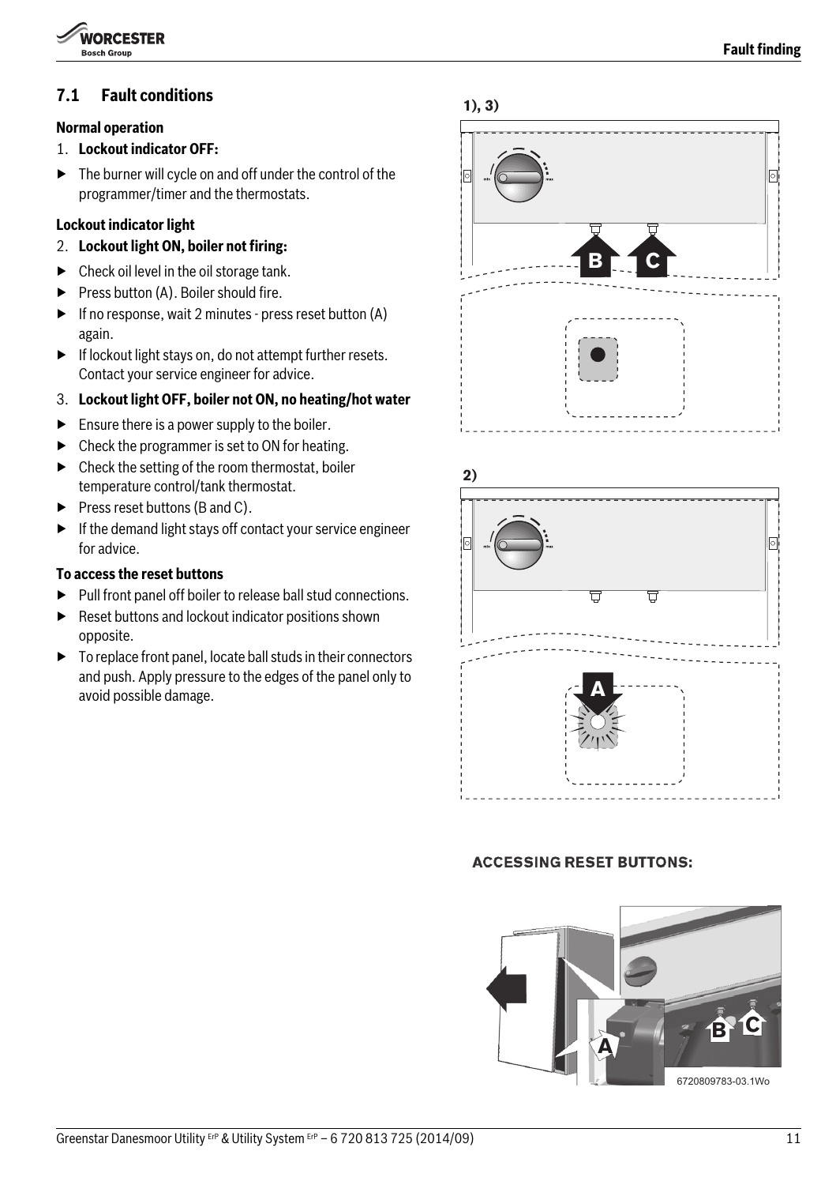## 7.1 Fault conditions

**Normal operation**

1. **Lockout indicator OFF:**

- The burner will cycle on and off under the control of the programmer/timer and the thermostats.

**Lockout indicator light**

2. **Lockout light ON, boiler not firing:**

- Check oil level in the oil storage tank.
- Press button (A). Boiler should fire.
- If no response, wait 2 minutes - press reset button (A) again.
- If lockout light stays on, do not attempt further resets. Contact your service engineer for advice.

3. **Lockout light OFF, boiler not ON, no heating/hot water**

- Ensure there is a power supply to the boiler.
- Check the programmer is set to ON for heating.
- Check the setting of the room thermostat, boiler temperature control/tank thermostat.
- Press reset buttons (B and C).
- If the demand light stays off contact your service engineer for advice.

**To access the reset buttons**

- Pull front panel off boiler to release ball stud connections.
- Reset buttons and lockout indicator positions shown opposite.
- To replace front panel, locate ball studs in their connectors and push. Apply pressure to the edges of the panel only to avoid possible damage.

1), 3)

2)

ACCESSING RESET BUTTONS:

6720809783-03.1Wo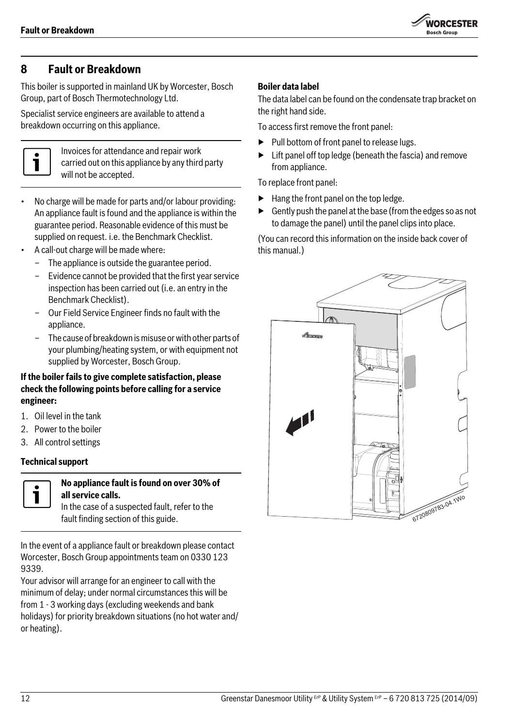## 8 Fault or Breakdown

This boiler is supported in mainland UK by Worcester, Bosch Group, part of Bosch Thermotechnology Ltd.

Specialist service engineers are available to attend a breakdown occurring on this appliance.

> Invoices for attendance and repair work carried out on this appliance by any third party will not be accepted.

- No charge will be made for parts and/or labour providing: An appliance fault is found and the appliance is within the guarantee period. Reasonable evidence of this must be supplied on request. i.e. the Benchmark Checklist.
- A call-out charge will be made where:
  - The appliance is outside the guarantee period.
  - Evidence cannot be provided that the first year service inspection has been carried out (i.e. an entry in the Benchmark Checklist).
  - Our Field Service Engineer finds no fault with the appliance.
  - The cause of breakdown is misuse or with other parts of your plumbing/heating system, or with equipment not supplied by Worcester, Bosch Group.

**If the boiler fails to give complete satisfaction, please check the following points before calling for a service engineer:**

1. Oil level in the tank
2. Power to the boiler
3. All control settings

**Technical support**

> **No appliance fault is found on over 30% of all service calls.**
> In the case of a suspected fault, refer to the fault finding section of this guide.

In the event of a appliance fault or breakdown please contact Worcester, Bosch Group appointments team on 0330 123 9339.
Your advisor will arrange for an engineer to call with the minimum of delay; under normal circumstances this will be from 1 - 3 working days (excluding weekends and bank holidays) for priority breakdown situations (no hot water and/or heating).

**Boiler data label**

The data label can be found on the condensate trap bracket on the right hand side.

To access first remove the front panel:

- Pull bottom of front panel to release lugs.
- Lift panel off top ledge (beneath the fascia) and remove from appliance.

To replace front panel:

- Hang the front panel on the top ledge.
- Gently push the panel at the base (from the edges so as not to damage the panel) until the panel clips into place.

(You can record this information on the inside back cover of this manual.)

6720809783-04.1Wo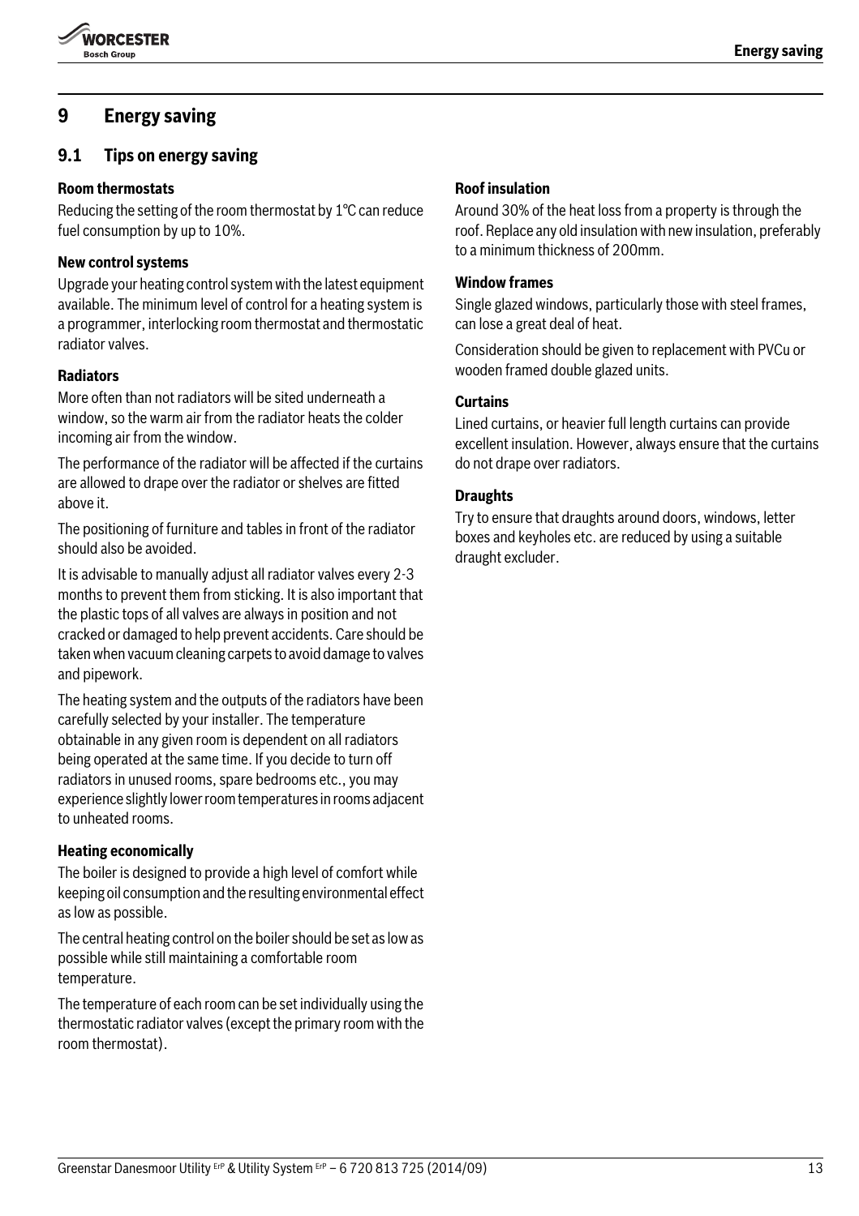# 9 Energy saving

## 9.1 Tips on energy saving

**Room thermostats**

Reducing the setting of the room thermostat by 1°C can reduce fuel consumption by up to 10%.

**New control systems**

Upgrade your heating control system with the latest equipment available. The minimum level of control for a heating system is a programmer, interlocking room thermostat and thermostatic radiator valves.

**Radiators**

More often than not radiators will be sited underneath a window, so the warm air from the radiator heats the colder incoming air from the window.

The performance of the radiator will be affected if the curtains are allowed to drape over the radiator or shelves are fitted above it.

The positioning of furniture and tables in front of the radiator should also be avoided.

It is advisable to manually adjust all radiator valves every 2-3 months to prevent them from sticking. It is also important that the plastic tops of all valves are always in position and not cracked or damaged to help prevent accidents. Care should be taken when vacuum cleaning carpets to avoid damage to valves and pipework.

The heating system and the outputs of the radiators have been carefully selected by your installer. The temperature obtainable in any given room is dependent on all radiators being operated at the same time. If you decide to turn off radiators in unused rooms, spare bedrooms etc., you may experience slightly lower room temperatures in rooms adjacent to unheated rooms.

**Heating economically**

The boiler is designed to provide a high level of comfort while keeping oil consumption and the resulting environmental effect as low as possible.

The central heating control on the boiler should be set as low as possible while still maintaining a comfortable room temperature.

The temperature of each room can be set individually using the thermostatic radiator valves (except the primary room with the room thermostat).

**Roof insulation**

Around 30% of the heat loss from a property is through the roof. Replace any old insulation with new insulation, preferably to a minimum thickness of 200mm.

**Window frames**

Single glazed windows, particularly those with steel frames, can lose a great deal of heat.

Consideration should be given to replacement with PVCu or wooden framed double glazed units.

**Curtains**

Lined curtains, or heavier full length curtains can provide excellent insulation. However, always ensure that the curtains do not drape over radiators.

**Draughts**

Try to ensure that draughts around doors, windows, letter boxes and keyholes etc. are reduced by using a suitable draught excluder.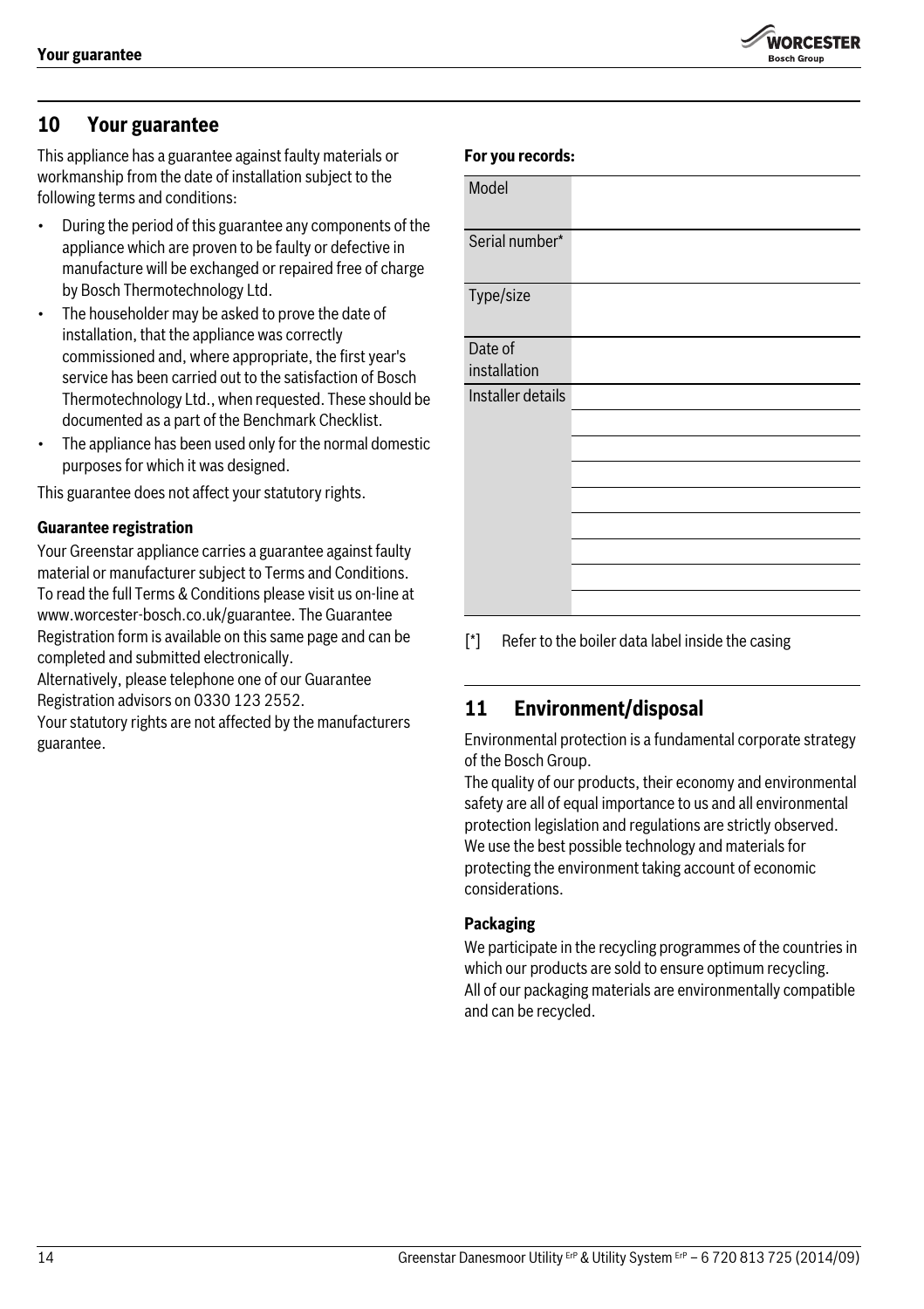## 10 Your guarantee

This appliance has a guarantee against faulty materials or workmanship from the date of installation subject to the following terms and conditions:

- During the period of this guarantee any components of the appliance which are proven to be faulty or defective in manufacture will be exchanged or repaired free of charge by Bosch Thermotechnology Ltd.
- The householder may be asked to prove the date of installation, that the appliance was correctly commissioned and, where appropriate, the first year's service has been carried out to the satisfaction of Bosch Thermotechnology Ltd., when requested. These should be documented as a part of the Benchmark Checklist.
- The appliance has been used only for the normal domestic purposes for which it was designed.

This guarantee does not affect your statutory rights.

**Guarantee registration**

Your Greenstar appliance carries a guarantee against faulty material or manufacturer subject to Terms and Conditions. To read the full Terms & Conditions please visit us on-line at www.worcester-bosch.co.uk/guarantee. The Guarantee Registration form is available on this same page and can be completed and submitted electronically.
Alternatively, please telephone one of our Guarantee Registration advisors on 0330 123 2552.
Your statutory rights are not affected by the manufacturers guarantee.

**For you records:**

| | |
|---|---|
| Model | |
| Serial number* | |
| Type/size | |
| Date of installation | |
| Installer details | |
| | |
| | |
| | |
| | |
| | |
| | |
| | |
| | |

[*] Refer to the boiler data label inside the casing

## 11 Environment/disposal

Environmental protection is a fundamental corporate strategy of the Bosch Group.
The quality of our products, their economy and environmental safety are all of equal importance to us and all environmental protection legislation and regulations are strictly observed. We use the best possible technology and materials for protecting the environment taking account of economic considerations.

**Packaging**

We participate in the recycling programmes of the countries in which our products are sold to ensure optimum recycling.
All of our packaging materials are environmentally compatible and can be recycled.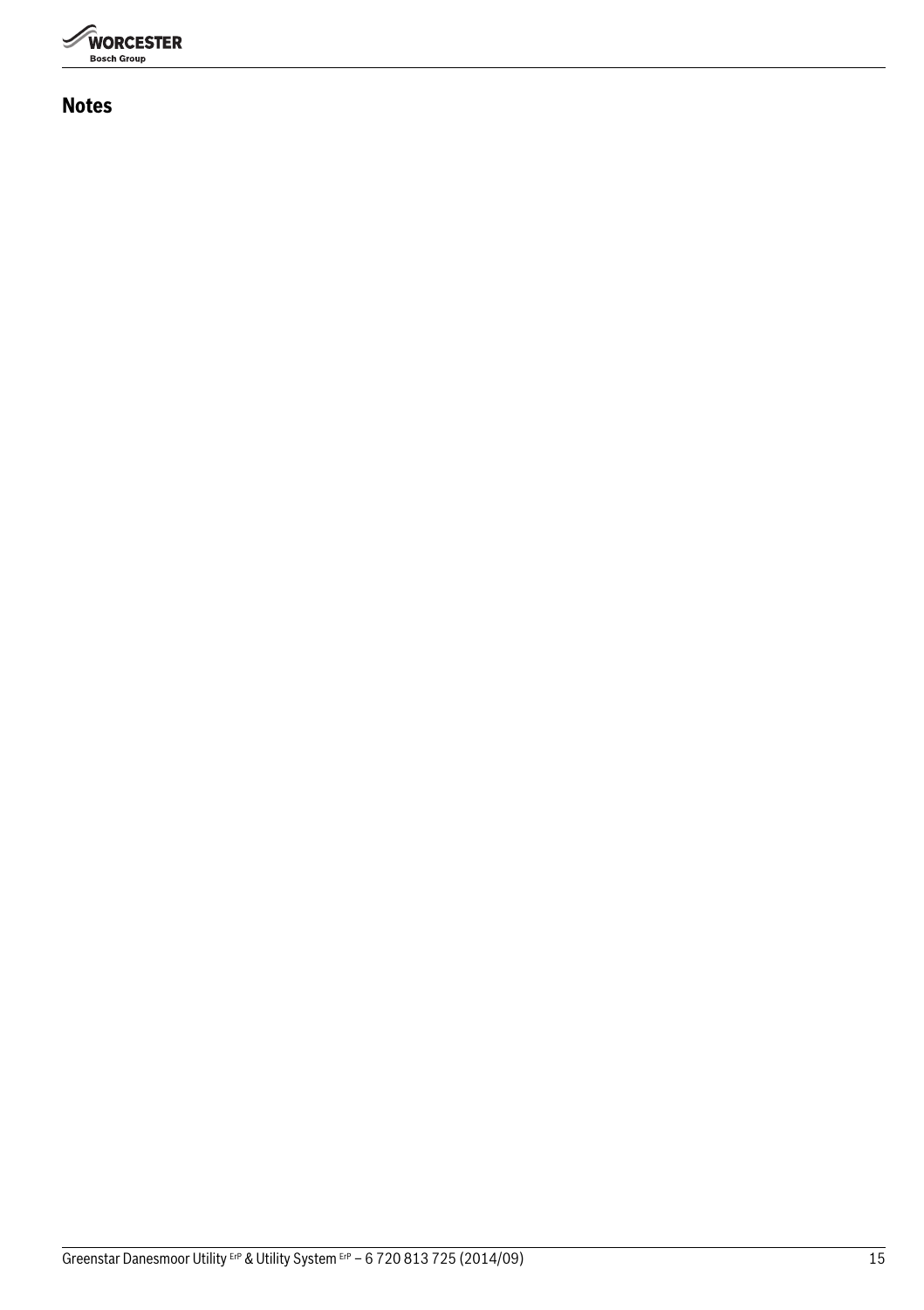## Notes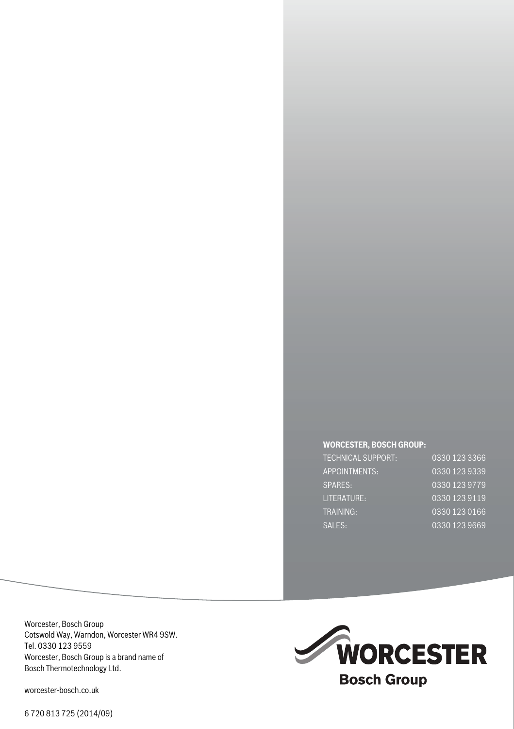**WORCESTER, BOSCH GROUP:**

| | |
|---|---|
| TECHNICAL SUPPORT: | 0330 123 3366 |
| APPOINTMENTS: | 0330 123 9339 |
| SPARES: | 0330 123 9779 |
| LITERATURE: | 0330 123 9119 |
| TRAINING: | 0330 123 0166 |
| SALES: | 0330 123 9669 |

Worcester, Bosch Group
Cotswold Way, Warndon, Worcester WR4 9SW.
Tel. 0330 123 9559
Worcester, Bosch Group is a brand name of
Bosch Thermotechnology Ltd.

worcester-bosch.co.uk

6 720 813 725 (2014/09)

WORCESTER
Bosch Group